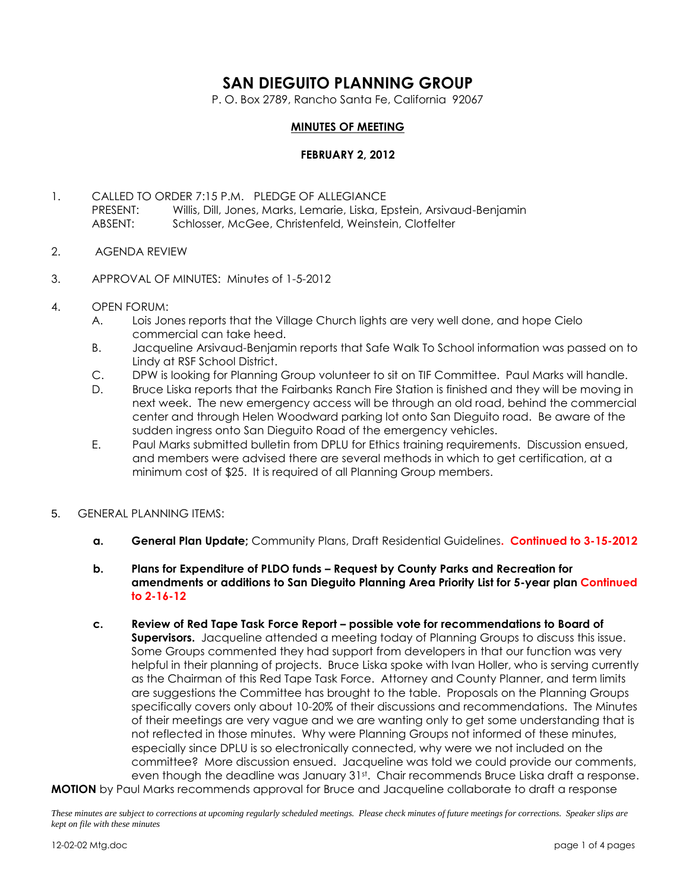# SAN DIEGUITO PLANNING GROUP

P. O. Box 2789, Rancho Santa Fe, California 92067

**MINUTES OF MEETING**

**FEBRUARY 2, 2012**

1. CALLED TO ORDER 7:15 P.M. PLEDGE OF ALLEGIANCE
   PRESENT: Willis, Dill, Jones, Marks, Lemarie, Liska, Epstein, Arsivaud-Benjamin
   ABSENT: Schlosser, McGee, Christenfeld, Weinstein, Clotfelter

2. AGENDA REVIEW

3. APPROVAL OF MINUTES: Minutes of 1-5-2012

4. OPEN FORUM:
   A. Lois Jones reports that the Village Church lights are very well done, and hope Cielo commercial can take heed.
   B. Jacqueline Arsivaud-Benjamin reports that Safe Walk To School information was passed on to Lindy at RSF School District.
   C. DPW is looking for Planning Group volunteer to sit on TIF Committee. Paul Marks will handle.
   D. Bruce Liska reports that the Fairbanks Ranch Fire Station is finished and they will be moving in next week. The new emergency access will be through an old road, behind the commercial center and through Helen Woodward parking lot onto San Dieguito road. Be aware of the sudden ingress onto San Dieguito Road of the emergency vehicles.
   E. Paul Marks submitted bulletin from DPLU for Ethics training requirements. Discussion ensued, and members were advised there are several methods in which to get certification, at a minimum cost of $25. It is required of all Planning Group members.

5. GENERAL PLANNING ITEMS:

   a. **General Plan Update;** Community Plans, Draft Residential Guidelines**. Continued to 3-15-2012**

   b. **Plans for Expenditure of PLDO funds – Request by County Parks and Recreation for amendments or additions to San Dieguito Planning Area Priority List for 5-year plan Continued to 2-16-12**

   c. **Review of Red Tape Task Force Report – possible vote for recommendations to Board of Supervisors.** Jacqueline attended a meeting today of Planning Groups to discuss this issue. Some Groups commented they had support from developers in that our function was very helpful in their planning of projects. Bruce Liska spoke with Ivan Holler, who is serving currently as the Chairman of this Red Tape Task Force. Attorney and County Planner, and term limits are suggestions the Committee has brought to the table. Proposals on the Planning Groups specifically covers only about 10-20% of their discussions and recommendations. The Minutes of their meetings are very vague and we are wanting only to get some understanding that is not reflected in those minutes. Why were Planning Groups not informed of these minutes, especially since DPLU is so electronically connected, why were we not included on the committee? More discussion ensued. Jacqueline was told we could provide our comments, even though the deadline was January 31st. Chair recommends Bruce Liska draft a response.

**MOTION** by Paul Marks recommends approval for Bruce and Jacqueline collaborate to draft a response

*These minutes are subject to corrections at upcoming regularly scheduled meetings. Please check minutes of future meetings for corrections. Speaker slips are kept on file with these minutes*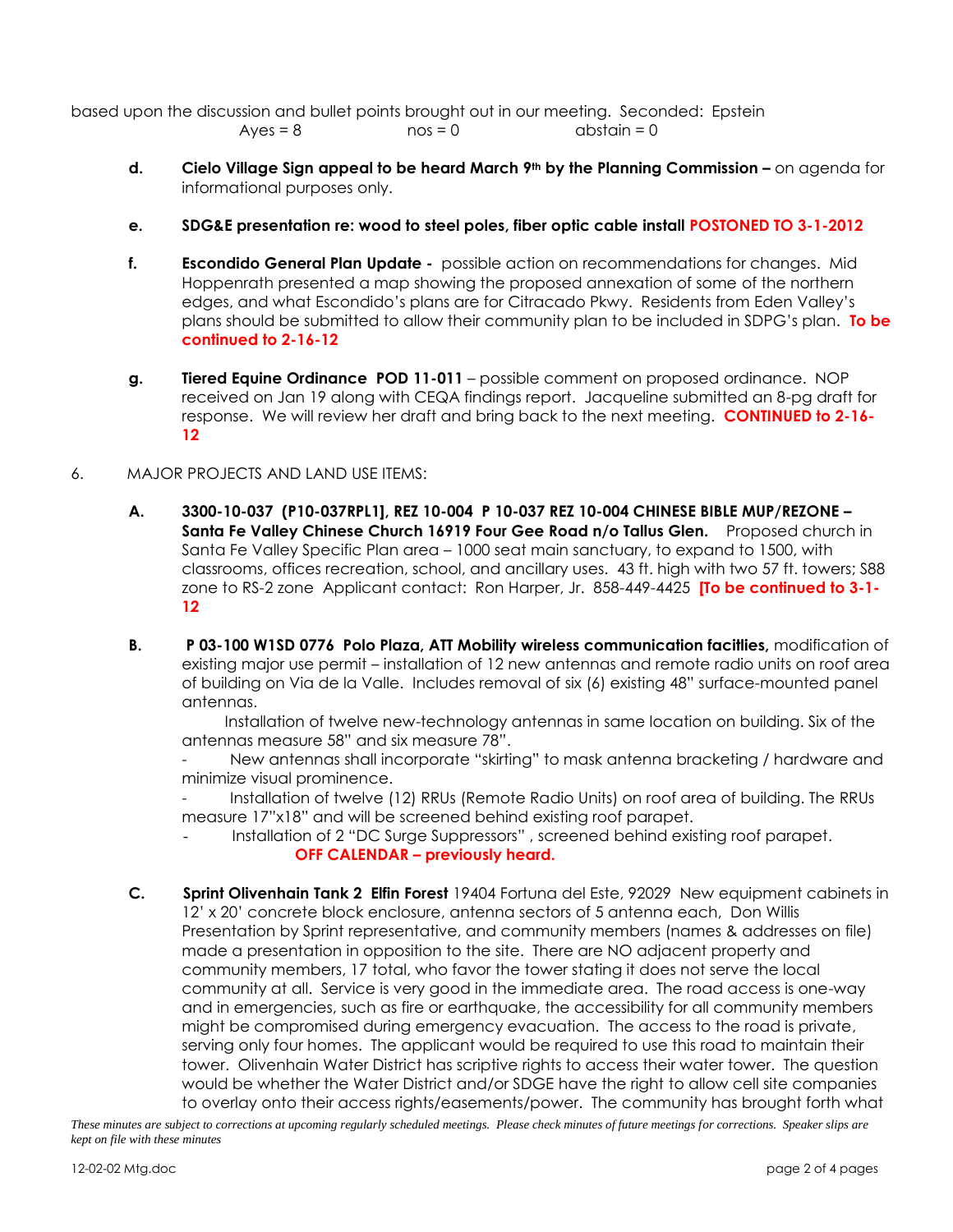based upon the discussion and bullet points brought out in our meeting. Seconded: Epstein
Ayes = 8 nos = 0 abstain = 0

**d.** **Cielo Village Sign appeal to be heard March 9th by the Planning Commission –** on agenda for informational purposes only.

**e.** **SDG&E presentation re: wood to steel poles, fiber optic cable install POSTONED TO 3-1-2012**

**f.** **Escondido General Plan Update -** possible action on recommendations for changes. Mid Hoppenrath presented a map showing the proposed annexation of some of the northern edges, and what Escondido's plans are for Citracado Pkwy. Residents from Eden Valley's plans should be submitted to allow their community plan to be included in SDPG's plan. **To be continued to 2-16-12**

**g.** **Tiered Equine Ordinance POD 11-011** – possible comment on proposed ordinance. NOP received on Jan 19 along with CEQA findings report. Jacqueline submitted an 8-pg draft for response. We will review her draft and bring back to the next meeting. **CONTINUED to 2-16-12**

6. MAJOR PROJECTS AND LAND USE ITEMS:

**A.** **3300-10-037 (P10-037RPL1], REZ 10-004 P 10-037 REZ 10-004 CHINESE BIBLE MUP/REZONE – Santa Fe Valley Chinese Church 16919 Four Gee Road n/o Tallus Glen.** Proposed church in Santa Fe Valley Specific Plan area – 1000 seat main sanctuary, to expand to 1500, with classrooms, offices recreation, school, and ancillary uses. 43 ft. high with two 57 ft. towers; S88 zone to RS-2 zone Applicant contact: Ron Harper, Jr. 858-449-4425 **[To be continued to 3-1-12**

**B.** **P 03-100 W1SD 0776 Polo Plaza, ATT Mobility wireless communication facitlies,** modification of existing major use permit – installation of 12 new antennas and remote radio units on roof area of building on Via de la Valle. Includes removal of six (6) existing 48" surface-mounted panel antennas.

Installation of twelve new-technology antennas in same location on building. Six of the antennas measure 58" and six measure 78".

- New antennas shall incorporate "skirting" to mask antenna bracketing / hardware and minimize visual prominence.
- Installation of twelve (12) RRUs (Remote Radio Units) on roof area of building. The RRUs measure 17"x18" and will be screened behind existing roof parapet.
- Installation of 2 "DC Surge Suppressors" , screened behind existing roof parapet.

**OFF CALENDAR – previously heard.**

**C.** **Sprint Olivenhain Tank 2 Elfin Forest** 19404 Fortuna del Este, 92029 New equipment cabinets in 12' x 20' concrete block enclosure, antenna sectors of 5 antenna each, Don Willis Presentation by Sprint representative, and community members (names & addresses on file) made a presentation in opposition to the site. There are NO adjacent property and community members, 17 total, who favor the tower stating it does not serve the local community at all. Service is very good in the immediate area. The road access is one-way and in emergencies, such as fire or earthquake, the accessibility for all community members might be compromised during emergency evacuation. The access to the road is private, serving only four homes. The applicant would be required to use this road to maintain their tower. Olivenhain Water District has scriptive rights to access their water tower. The question would be whether the Water District and/or SDGE have the right to allow cell site companies to overlay onto their access rights/easements/power. The community has brought forth what

*These minutes are subject to corrections at upcoming regularly scheduled meetings. Please check minutes of future meetings for corrections. Speaker slips are kept on file with these minutes*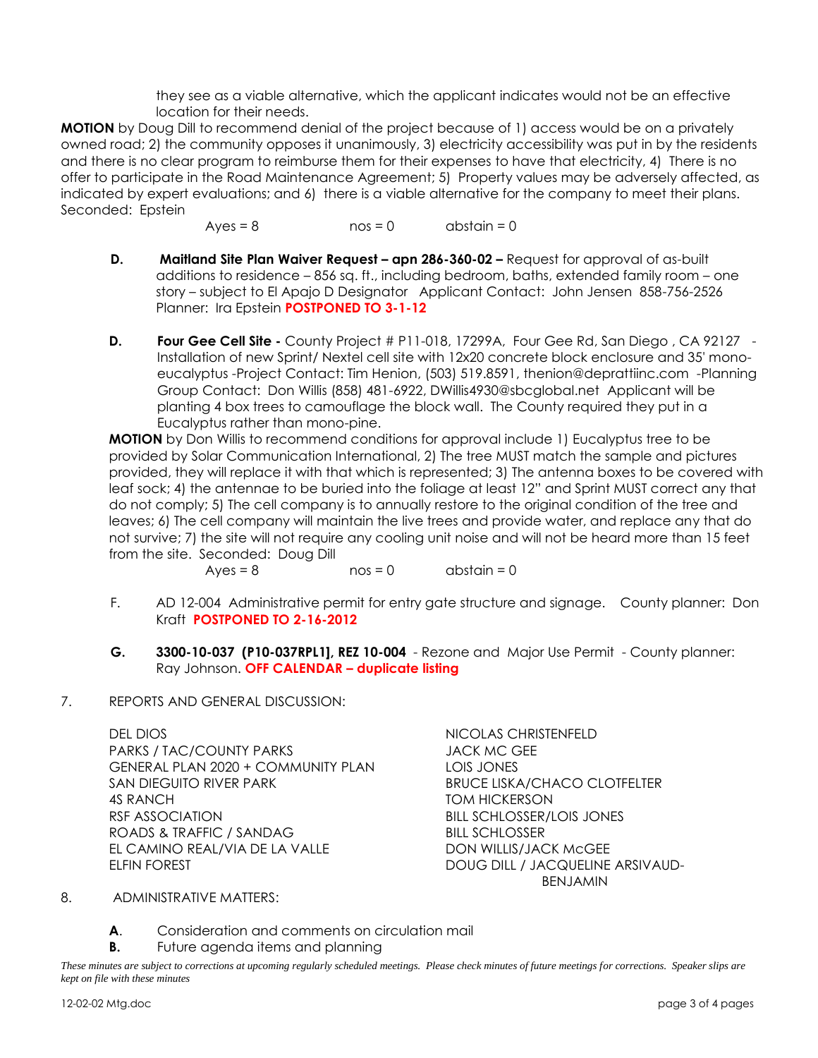they see as a viable alternative, which the applicant indicates would not be an effective location for their needs.

**MOTION** by Doug Dill to recommend denial of the project because of 1) access would be on a privately owned road; 2) the community opposes it unanimously, 3) electricity accessibility was put in by the residents and there is no clear program to reimburse them for their expenses to have that electricity, 4) There is no offer to participate in the Road Maintenance Agreement; 5) Property values may be adversely affected, as indicated by expert evaluations; and 6) there is a viable alternative for the company to meet their plans. Seconded: Epstein

Ayes = 8 nos = 0 abstain = 0

**D.** **Maitland Site Plan Waiver Request – apn 286-360-02 –** Request for approval of as-built additions to residence – 856 sq. ft., including bedroom, baths, extended family room – one story – subject to El Apajo D Designator Applicant Contact: John Jensen 858-756-2526 Planner: Ira Epstein **POSTPONED TO 3-1-12**

**D.** **Four Gee Cell Site -** County Project # P11-018, 17299A, Four Gee Rd, San Diego , CA 92127 - Installation of new Sprint/ Nextel cell site with 12x20 concrete block enclosure and 35' mono-eucalyptus -Project Contact: Tim Henion, (503) 519.8591, thenion@deprattiinc.com -Planning Group Contact: Don Willis (858) 481-6922, DWillis4930@sbcglobal.net Applicant will be planting 4 box trees to camouflage the block wall. The County required they put in a Eucalyptus tree rather than mono-pine.

**MOTION** by Don Willis to recommend conditions for approval include 1) Eucalyptus tree to be provided by Solar Communication International, 2) The tree MUST match the sample and pictures provided, they will replace it with that which is represented; 3) The antenna boxes to be covered with leaf sock; 4) the antennae to be buried into the foliage at least 12" and Sprint MUST correct any that do not comply; 5) The cell company is to annually restore to the original condition of the tree and leaves; 6) The cell company will maintain the live trees and provide water, and replace any that do not survive; 7) the site will not require any cooling unit noise and will not be heard more than 15 feet from the site. Seconded: Doug Dill

Ayes = 8 nos = 0 abstain = 0

F. AD 12-004 Administrative permit for entry gate structure and signage. County planner: Don Kraft **POSTPONED TO 2-16-2012**

**G.** **3300-10-037 (P10-037RPL1], REZ 10-004** - Rezone and Major Use Permit - County planner: Ray Johnson. **OFF CALENDAR – duplicate listing**

7. REPORTS AND GENERAL DISCUSSION:

| | |
|---|---|
| DEL DIOS | NICOLAS CHRISTENFELD |
| PARKS / TAC/COUNTY PARKS | JACK MC GEE |
| GENERAL PLAN 2020 + COMMUNITY PLAN | LOIS JONES |
| SAN DIEGUITO RIVER PARK | BRUCE LISKA/CHACO CLOTFELTER |
| 4S RANCH | TOM HICKERSON |
| RSF ASSOCIATION | BILL SCHLOSSER/LOIS JONES |
| ROADS & TRAFFIC / SANDAG | BILL SCHLOSSER |
| EL CAMINO REAL/VIA DE LA VALLE | DON WILLIS/JACK McGEE |
| ELFIN FOREST | DOUG DILL / JACQUELINE ARSIVAUD-BENJAMIN |

8. ADMINISTRATIVE MATTERS:

**A**. Consideration and comments on circulation mail

**B.** Future agenda items and planning

*These minutes are subject to corrections at upcoming regularly scheduled meetings. Please check minutes of future meetings for corrections. Speaker slips are kept on file with these minutes*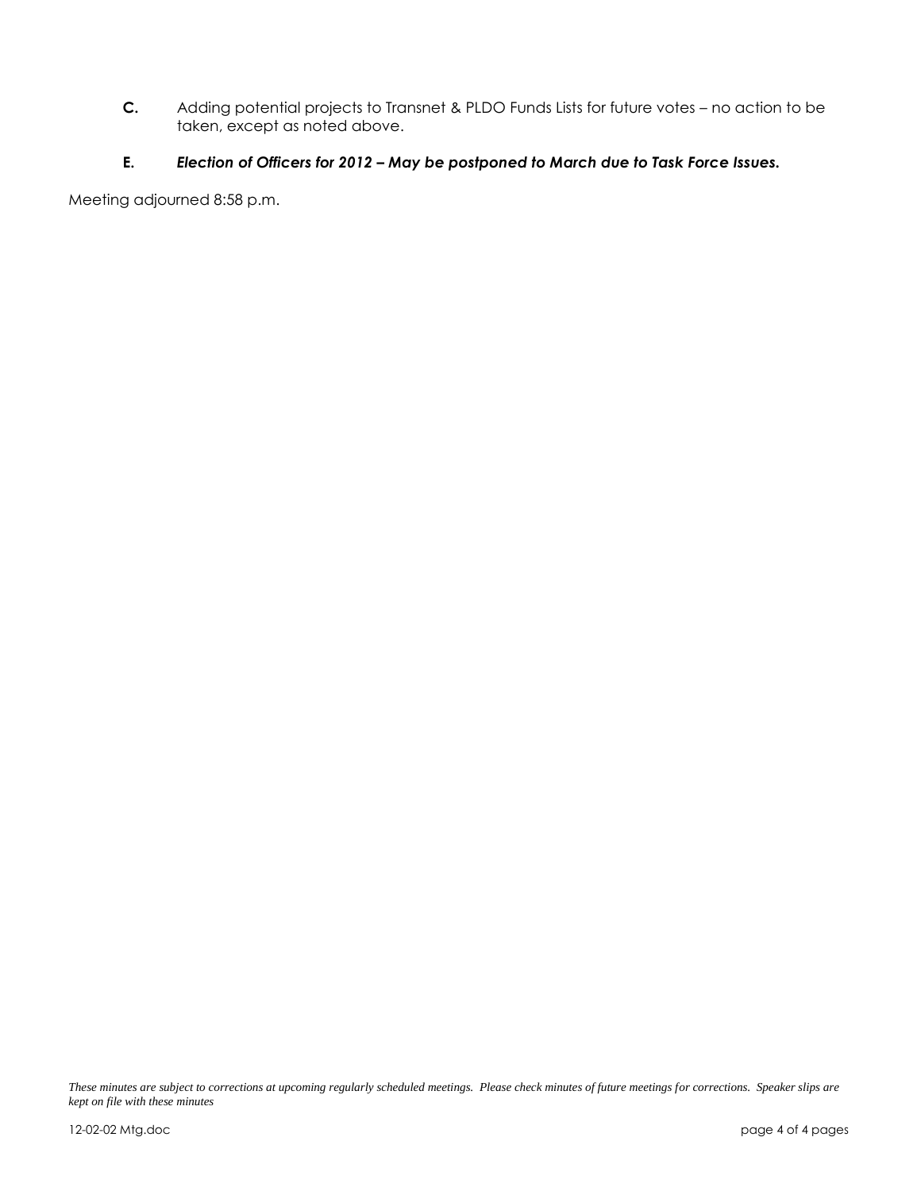**C.** Adding potential projects to Transnet & PLDO Funds Lists for future votes – no action to be taken, except as noted above.

**E.** ***Election of Officers for 2012 – May be postponed to March due to Task Force Issues.***

Meeting adjourned 8:58 p.m.

*These minutes are subject to corrections at upcoming regularly scheduled meetings. Please check minutes of future meetings for corrections. Speaker slips are kept on file with these minutes*